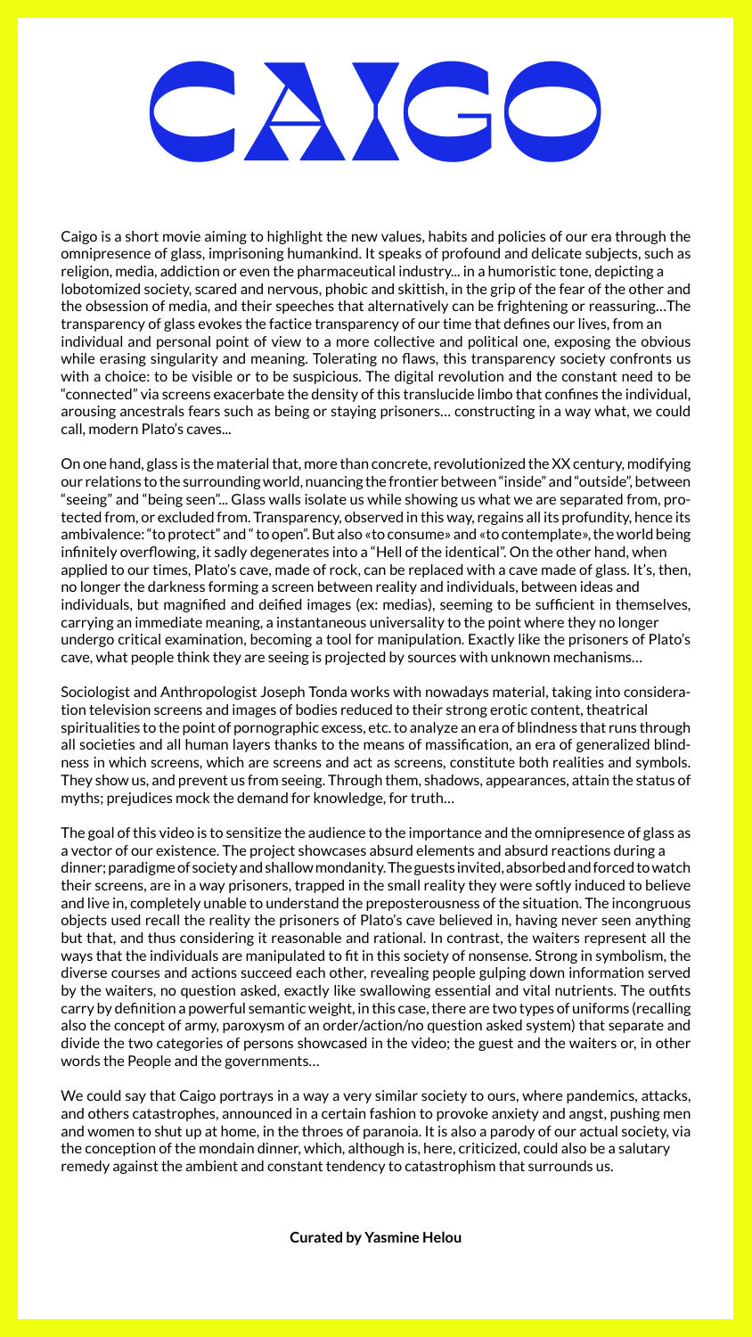# CAIGO

Caigo is a short movie aiming to highlight the new values, habits and policies of our era through the omnipresence of glass, imprisoning humankind. It speaks of profound and delicate subjects, such as religion, media, addiction or even the pharmaceutical industry... in a humoristic tone, depicting a lobotomized society, scared and nervous, phobic and skittish, in the grip of the fear of the other and the obsession of media, and their speeches that alternatively can be frightening or reassuring…The transparency of glass evokes the factice transparency of our time that defines our lives, from an individual and personal point of view to a more collective and political one, exposing the obvious while erasing singularity and meaning. Tolerating no flaws, this transparency society confronts us with a choice: to be visible or to be suspicious. The digital revolution and the constant need to be "connected" via screens exacerbate the density of this translucide limbo that confines the individual, arousing ancestrals fears such as being or staying prisoners… constructing in a way what, we could call, modern Plato's caves...

On one hand, glass is the material that, more than concrete, revolutionized the XX century, modifying our relations to the surrounding world, nuancing the frontier between "inside" and "outside", between "seeing" and "being seen"... Glass walls isolate us while showing us what we are separated from, protected from, or excluded from. Transparency, observed in this way, regains all its profundity, hence its ambivalence: "to protect" and " to open". But also «to consume» and «to contemplate», the world being infinitely overflowing, it sadly degenerates into a "Hell of the identical". On the other hand, when applied to our times, Plato's cave, made of rock, can be replaced with a cave made of glass. It's, then, no longer the darkness forming a screen between reality and individuals, between ideas and individuals, but magnified and deified images (ex: medias), seeming to be sufficient in themselves, carrying an immediate meaning, a instantaneous universality to the point where they no longer undergo critical examination, becoming a tool for manipulation. Exactly like the prisoners of Plato's cave, what people think they are seeing is projected by sources with unknown mechanisms…

Sociologist and Anthropologist Joseph Tonda works with nowadays material, taking into consideration television screens and images of bodies reduced to their strong erotic content, theatrical spiritualities to the point of pornographic excess, etc. to analyze an era of blindness that runs through all societies and all human layers thanks to the means of massification, an era of generalized blindness in which screens, which are screens and act as screens, constitute both realities and symbols. They show us, and prevent us from seeing. Through them, shadows, appearances, attain the status of myths; prejudices mock the demand for knowledge, for truth…

The goal of this video is to sensitize the audience to the importance and the omnipresence of glass as a vector of our existence. The project showcases absurd elements and absurd reactions during a dinner; paradigme of society and shallow mondanity. The guests invited, absorbed and forced to watch their screens, are in a way prisoners, trapped in the small reality they were softly induced to believe and live in, completely unable to understand the preposterousness of the situation. The incongruous objects used recall the reality the prisoners of Plato's cave believed in, having never seen anything but that, and thus considering it reasonable and rational. In contrast, the waiters represent all the ways that the individuals are manipulated to fit in this society of nonsense. Strong in symbolism, the diverse courses and actions succeed each other, revealing people gulping down information served by the waiters, no question asked, exactly like swallowing essential and vital nutrients. The outfits carry by definition a powerful semantic weight, in this case, there are two types of uniforms (recalling also the concept of army, paroxysm of an order/action/no question asked system) that separate and divide the two categories of persons showcased in the video; the guest and the waiters or, in other words the People and the governments…

We could say that Caigo portrays in a way a very similar society to ours, where pandemics, attacks, and others catastrophes, announced in a certain fashion to provoke anxiety and angst, pushing men and women to shut up at home, in the throes of paranoia. It is also a parody of our actual society, via the conception of the mondain dinner, which, although is, here, criticized, could also be a salutary remedy against the ambient and constant tendency to catastrophism that surrounds us.

**Curated by Yasmine Helou**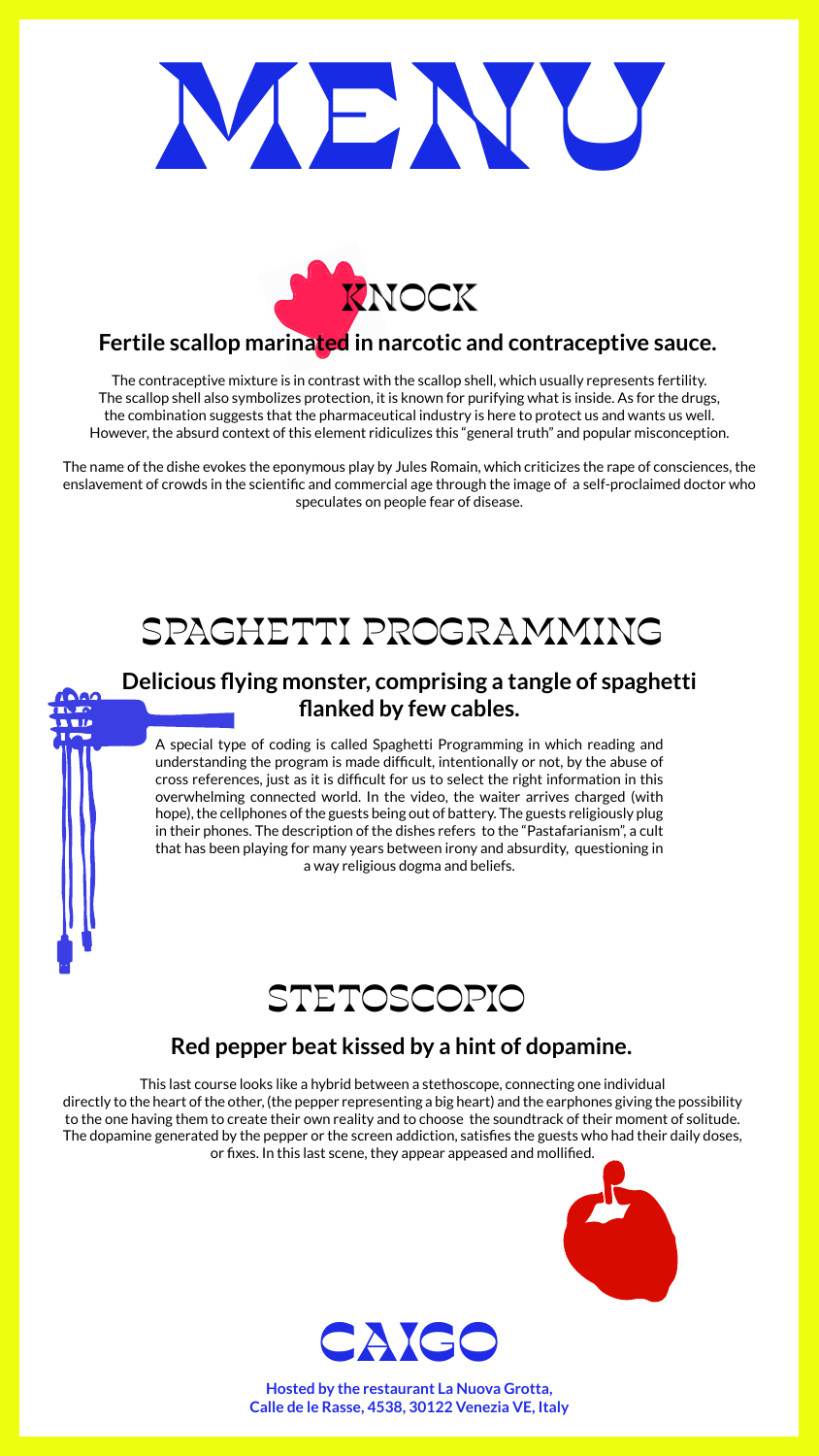# MENU

## KNOCK

### Fertile scallop marinated in narcotic and contraceptive sauce.

The contraceptive mixture is in contrast with the scallop shell, which usually represents fertility. The scallop shell also symbolizes protection, it is known for purifying what is inside. As for the drugs, the combination suggests that the pharmaceutical industry is here to protect us and wants us well. However, the absurd context of this element ridiculizes this "general truth" and popular misconception.

The name of the dishe evokes the eponymous play by Jules Romain, which criticizes the rape of consciences, the enslavement of crowds in the scientific and commercial age through the image of a self-proclaimed doctor who speculates on people fear of disease.

## SPAGHETTI PROGRAMMING

### Delicious flying monster, comprising a tangle of spaghetti flanked by few cables.

A special type of coding is called Spaghetti Programming in which reading and understanding the program is made difficult, intentionally or not, by the abuse of cross references, just as it is difficult for us to select the right information in this overwhelming connected world. In the video, the waiter arrives charged (with hope), the cellphones of the guests being out of battery. The guests religiously plug in their phones. The description of the dishes refers to the "Pastafarianism", a cult that has been playing for many years between irony and absurdity, questioning in a way religious dogma and beliefs.

## STETOSCOPIO

### Red pepper beat kissed by a hint of dopamine.

This last course looks like a hybrid between a stethoscope, connecting one individual directly to the heart of the other, (the pepper representing a big heart) and the earphones giving the possibility to the one having them to create their own reality and to choose the soundtrack of their moment of solitude. The dopamine generated by the pepper or the screen addiction, satisfies the guests who had their daily doses, or fixes. In this last scene, they appear appeased and mollified.

CAIGO

**Hosted by the restaurant La Nuova Grotta,**
**Calle de le Rasse, 4538, 30122 Venezia VE, Italy**